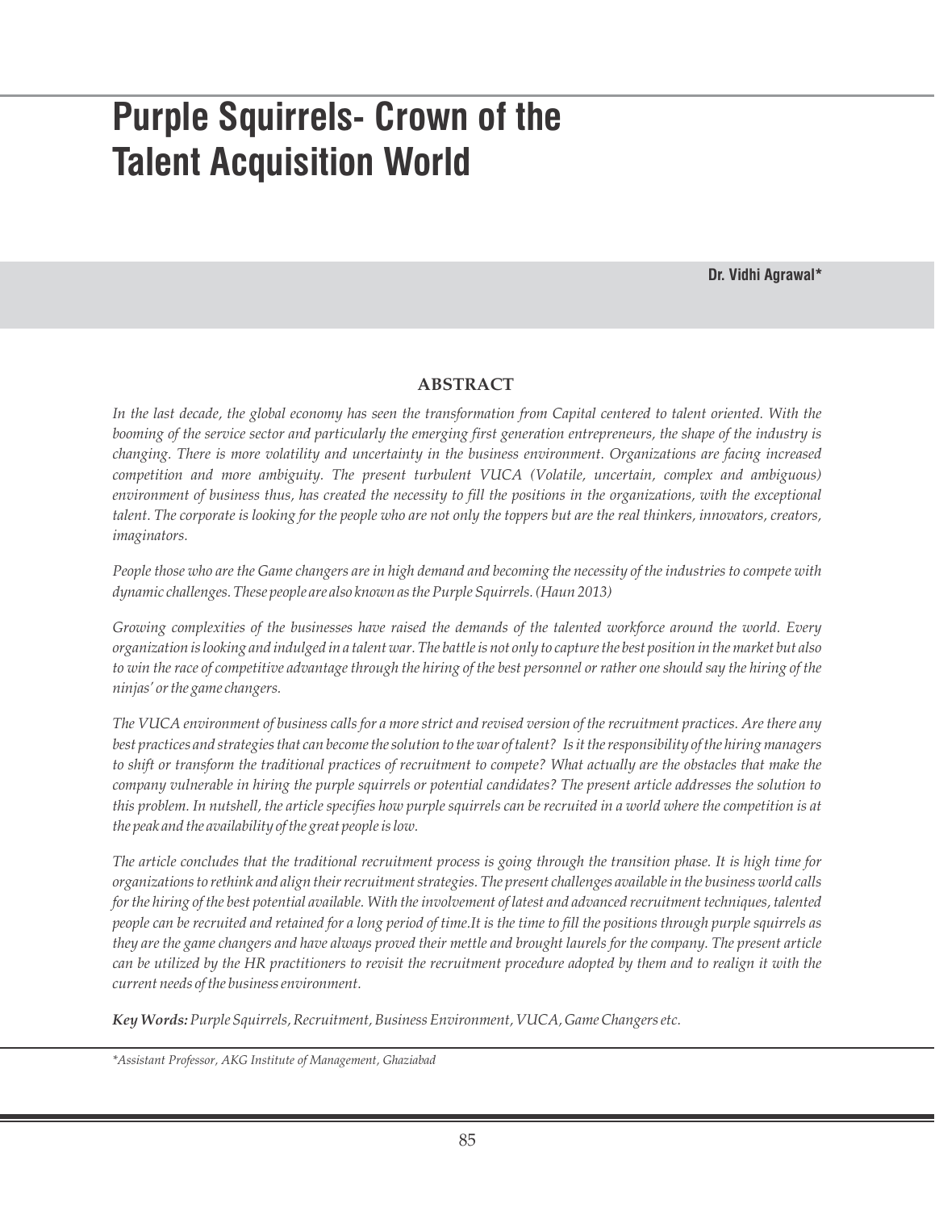# Purple Squirrels- Crown of the Talent Acquisition World

**Dr. Vidhi Agrawal***

## ABSTRACT

*In the last decade, the global economy has seen the transformation from Capital centered to talent oriented. With the booming of the service sector and particularly the emerging first generation entrepreneurs, the shape of the industry is changing. There is more volatility and uncertainty in the business environment. Organizations are facing increased competition and more ambiguity. The present turbulent VUCA (Volatile, uncertain, complex and ambiguous) environment of business thus, has created the necessity to fill the positions in the organizations, with the exceptional talent. The corporate is looking for the people who are not only the toppers but are the real thinkers, innovators, creators, imaginators.*

*People those who are the Game changers are in high demand and becoming the necessity of the industries to compete with dynamic challenges. These people are also known as the Purple Squirrels. (Haun 2013)*

*Growing complexities of the businesses have raised the demands of the talented workforce around the world. Every organization is looking and indulged in a talent war. The battle is not only to capture the best position in the market but also to win the race of competitive advantage through the hiring of the best personnel or rather one should say the hiring of the ninjas' or the game changers.*

*The VUCA environment of business calls for a more strict and revised version of the recruitment practices. Are there any best practices and strategies that can become the solution to the war of talent? Is it the responsibility of the hiring managers to shift or transform the traditional practices of recruitment to compete? What actually are the obstacles that make the company vulnerable in hiring the purple squirrels or potential candidates? The present article addresses the solution to this problem. In nutshell, the article specifies how purple squirrels can be recruited in a world where the competition is at the peak and the availability of the great people is low.*

*The article concludes that the traditional recruitment process is going through the transition phase. It is high time for organizations to rethink and align their recruitment strategies. The present challenges available in the business world calls for the hiring of the best potential available. With the involvement of latest and advanced recruitment techniques, talented people can be recruited and retained for a long period of time.It is the time to fill the positions through purple squirrels as they are the game changers and have always proved their mettle and brought laurels for the company. The present article can be utilized by the HR practitioners to revisit the recruitment procedure adopted by them and to realign it with the current needs of the business environment.*

***Key Words:*** *Purple Squirrels, Recruitment, Business Environment, VUCA, Game Changers etc.*

*\*Assistant Professor, AKG Institute of Management, Ghaziabad*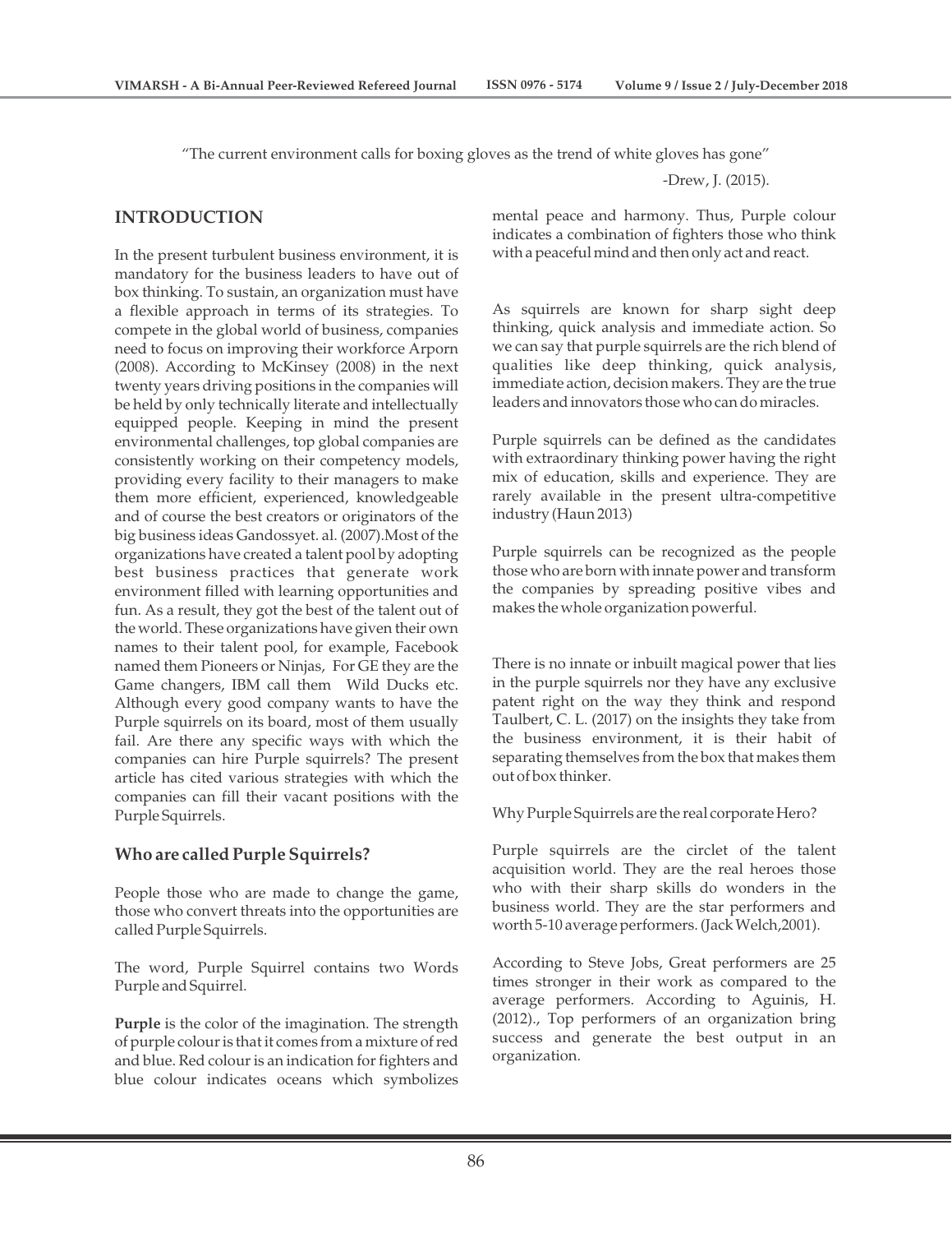"The current environment calls for boxing gloves as the trend of white gloves has gone"

-Drew, J. (2015).

## INTRODUCTION

In the present turbulent business environment, it is mandatory for the business leaders to have out of box thinking. To sustain, an organization must have a flexible approach in terms of its strategies. To compete in the global world of business, companies need to focus on improving their workforce Arporn (2008). According to McKinsey (2008) in the next twenty years driving positions in the companies will be held by only technically literate and intellectually equipped people. Keeping in mind the present environmental challenges, top global companies are consistently working on their competency models, providing every facility to their managers to make them more efficient, experienced, knowledgeable and of course the best creators or originators of the big business ideas Gandossyet. al. (2007).Most of the organizations have created a talent pool by adopting best business practices that generate work environment filled with learning opportunities and fun. As a result, they got the best of the talent out of the world. These organizations have given their own names to their talent pool, for example, Facebook named them Pioneers or Ninjas, For GE they are the Game changers, IBM call them Wild Ducks etc. Although every good company wants to have the Purple squirrels on its board, most of them usually fail. Are there any specific ways with which the companies can hire Purple squirrels? The present article has cited various strategies with which the companies can fill their vacant positions with the Purple Squirrels.

### Who are called Purple Squirrels?

People those who are made to change the game, those who convert threats into the opportunities are called Purple Squirrels.

The word, Purple Squirrel contains two Words Purple and Squirrel.

**Purple** is the color of the imagination. The strength of purple colour is that it comes from a mixture of red and blue. Red colour is an indication for fighters and blue colour indicates oceans which symbolizes mental peace and harmony. Thus, Purple colour indicates a combination of fighters those who think with a peaceful mind and then only act and react.

As squirrels are known for sharp sight deep thinking, quick analysis and immediate action. So we can say that purple squirrels are the rich blend of qualities like deep thinking, quick analysis, immediate action, decision makers. They are the true leaders and innovators those who can do miracles.

Purple squirrels can be defined as the candidates with extraordinary thinking power having the right mix of education, skills and experience. They are rarely available in the present ultra-competitive industry (Haun 2013)

Purple squirrels can be recognized as the people those who are born with innate power and transform the companies by spreading positive vibes and makes the whole organization powerful.

There is no innate or inbuilt magical power that lies in the purple squirrels nor they have any exclusive patent right on the way they think and respond Taulbert, C. L. (2017) on the insights they take from the business environment, it is their habit of separating themselves from the box that makes them out of box thinker.

Why Purple Squirrels are the real corporate Hero?

Purple squirrels are the circlet of the talent acquisition world. They are the real heroes those who with their sharp skills do wonders in the business world. They are the star performers and worth 5-10 average performers. (Jack Welch,2001).

According to Steve Jobs, Great performers are 25 times stronger in their work as compared to the average performers. According to Aguinis, H. (2012)., Top performers of an organization bring success and generate the best output in an organization.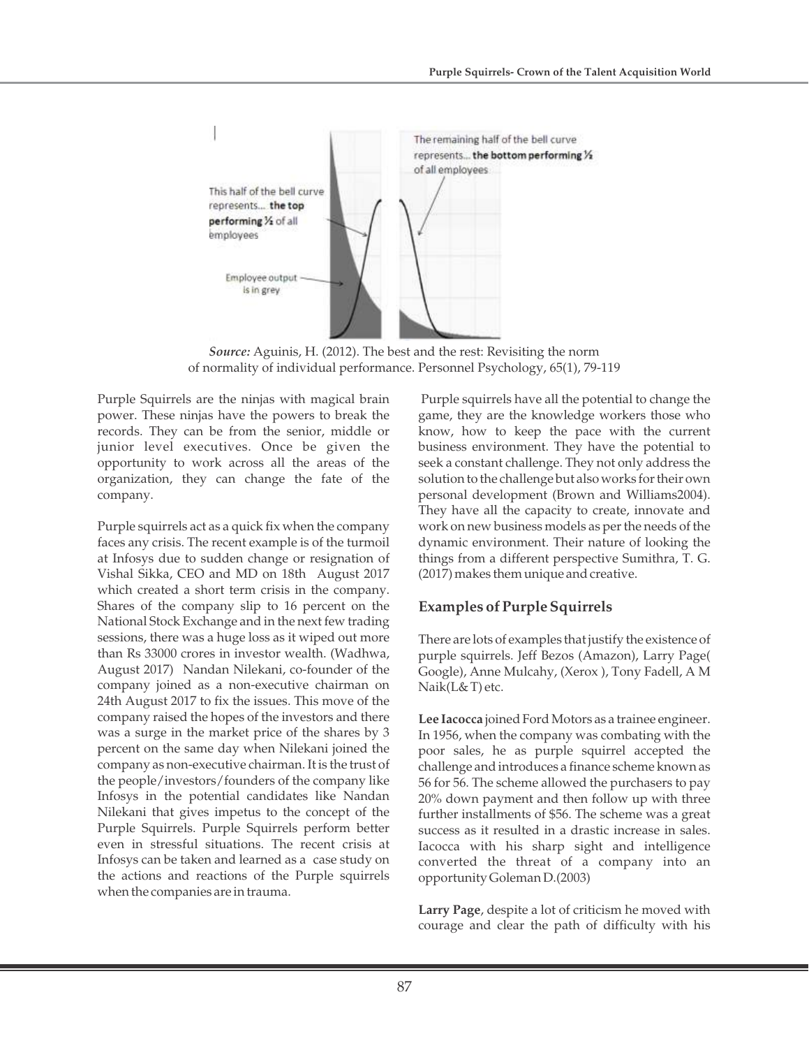This half of the bell curve represents... **the top performing ½** of all employees

The remaining half of the bell curve represents... **the bottom performing ½** of all employees

Employee output is in grey

***Source:*** Aguinis, H. (2012). The best and the rest: Revisiting the norm of normality of individual performance. Personnel Psychology, 65(1), 79-119

Purple Squirrels are the ninjas with magical brain power. These ninjas have the powers to break the records. They can be from the senior, middle or junior level executives. Once be given the opportunity to work across all the areas of the organization, they can change the fate of the company.

Purple squirrels act as a quick fix when the company faces any crisis. The recent example is of the turmoil at Infosys due to sudden change or resignation of Vishal Sikka, CEO and MD on 18th August 2017 which created a short term crisis in the company. Shares of the company slip to 16 percent on the National Stock Exchange and in the next few trading sessions, there was a huge loss as it wiped out more than Rs 33000 crores in investor wealth. (Wadhwa, August 2017) Nandan Nilekani, co-founder of the company joined as a non-executive chairman on 24th August 2017 to fix the issues. This move of the company raised the hopes of the investors and there was a surge in the market price of the shares by 3 percent on the same day when Nilekani joined the company as non-executive chairman. It is the trust of the people/investors/founders of the company like Infosys in the potential candidates like Nandan Nilekani that gives impetus to the concept of the Purple Squirrels. Purple Squirrels perform better even in stressful situations. The recent crisis at Infosys can be taken and learned as a case study on the actions and reactions of the Purple squirrels when the companies are in trauma.

Purple squirrels have all the potential to change the game, they are the knowledge workers those who know, how to keep the pace with the current business environment. They have the potential to seek a constant challenge. They not only address the solution to the challenge but also works for their own personal development (Brown and Williams2004). They have all the capacity to create, innovate and work on new business models as per the needs of the dynamic environment. Their nature of looking the things from a different perspective Sumithra, T. G. (2017) makes them unique and creative.

## Examples of Purple Squirrels

There are lots of examples that justify the existence of purple squirrels. Jeff Bezos (Amazon), Larry Page( Google), Anne Mulcahy, (Xerox ), Tony Fadell, A M Naik(L& T) etc.

**Lee Iacocca** joined Ford Motors as a trainee engineer. In 1956, when the company was combating with the poor sales, he as purple squirrel accepted the challenge and introduces a finance scheme known as 56 for 56. The scheme allowed the purchasers to pay 20% down payment and then follow up with three further installments of $56. The scheme was a great success as it resulted in a drastic increase in sales. Iacocca with his sharp sight and intelligence converted the threat of a company into an opportunity Goleman D.(2003)

**Larry Page**, despite a lot of criticism he moved with courage and clear the path of difficulty with his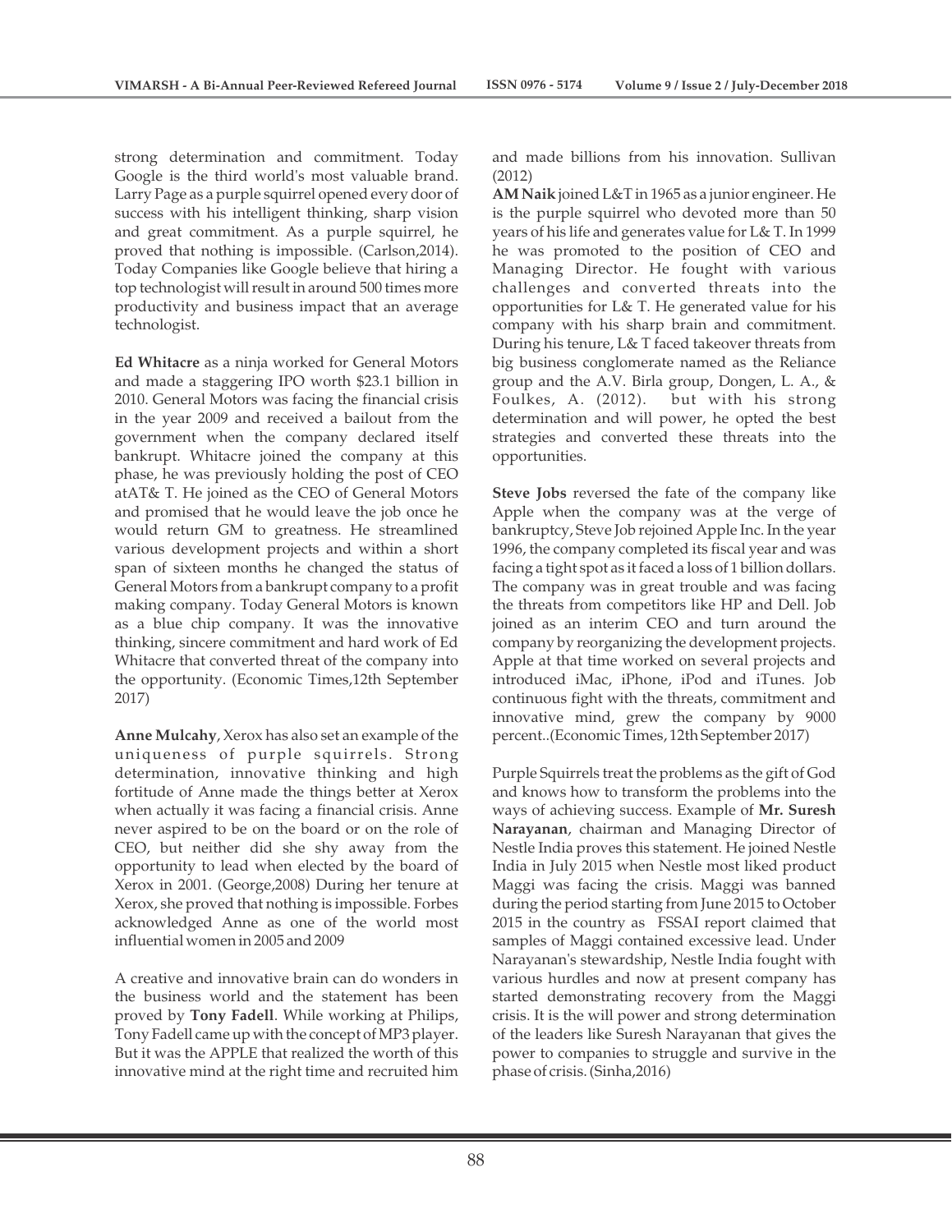strong determination and commitment. Today Google is the third world's most valuable brand. Larry Page as a purple squirrel opened every door of success with his intelligent thinking, sharp vision and great commitment. As a purple squirrel, he proved that nothing is impossible. (Carlson,2014). Today Companies like Google believe that hiring a top technologist will result in around 500 times more productivity and business impact that an average technologist.

**Ed Whitacre** as a ninja worked for General Motors and made a staggering IPO worth $23.1 billion in 2010. General Motors was facing the financial crisis in the year 2009 and received a bailout from the government when the company declared itself bankrupt. Whitacre joined the company at this phase, he was previously holding the post of CEO atAT& T. He joined as the CEO of General Motors and promised that he would leave the job once he would return GM to greatness. He streamlined various development projects and within a short span of sixteen months he changed the status of General Motors from a bankrupt company to a profit making company. Today General Motors is known as a blue chip company. It was the innovative thinking, sincere commitment and hard work of Ed Whitacre that converted threat of the company into the opportunity. (Economic Times,12th September 2017)

**Anne Mulcahy**, Xerox has also set an example of the uniqueness of purple squirrels. Strong determination, innovative thinking and high fortitude of Anne made the things better at Xerox when actually it was facing a financial crisis. Anne never aspired to be on the board or on the role of CEO, but neither did she shy away from the opportunity to lead when elected by the board of Xerox in 2001. (George,2008) During her tenure at Xerox, she proved that nothing is impossible. Forbes acknowledged Anne as one of the world most influential women in 2005 and 2009

A creative and innovative brain can do wonders in the business world and the statement has been proved by **Tony Fadell**. While working at Philips, Tony Fadell came up with the concept of MP3 player. But it was the APPLE that realized the worth of this innovative mind at the right time and recruited him and made billions from his innovation. Sullivan (2012)

**AM Naik** joined L&T in 1965 as a junior engineer. He is the purple squirrel who devoted more than 50 years of his life and generates value for L& T. In 1999 he was promoted to the position of CEO and Managing Director. He fought with various challenges and converted threats into the opportunities for L& T. He generated value for his company with his sharp brain and commitment. During his tenure, L& T faced takeover threats from big business conglomerate named as the Reliance group and the A.V. Birla group, Dongen, L. A., & Foulkes, A. (2012). but with his strong determination and will power, he opted the best strategies and converted these threats into the opportunities.

**Steve Jobs** reversed the fate of the company like Apple when the company was at the verge of bankruptcy, Steve Job rejoined Apple Inc. In the year 1996, the company completed its fiscal year and was facing a tight spot as it faced a loss of 1 billion dollars. The company was in great trouble and was facing the threats from competitors like HP and Dell. Job joined as an interim CEO and turn around the company by reorganizing the development projects. Apple at that time worked on several projects and introduced iMac, iPhone, iPod and iTunes. Job continuous fight with the threats, commitment and innovative mind, grew the company by 9000 percent..(Economic Times, 12th September 2017)

Purple Squirrels treat the problems as the gift of God and knows how to transform the problems into the ways of achieving success. Example of **Mr. Suresh Narayanan**, chairman and Managing Director of Nestle India proves this statement. He joined Nestle India in July 2015 when Nestle most liked product Maggi was facing the crisis. Maggi was banned during the period starting from June 2015 to October 2015 in the country as FSSAI report claimed that samples of Maggi contained excessive lead. Under Narayanan's stewardship, Nestle India fought with various hurdles and now at present company has started demonstrating recovery from the Maggi crisis. It is the will power and strong determination of the leaders like Suresh Narayanan that gives the power to companies to struggle and survive in the phase of crisis. (Sinha,2016)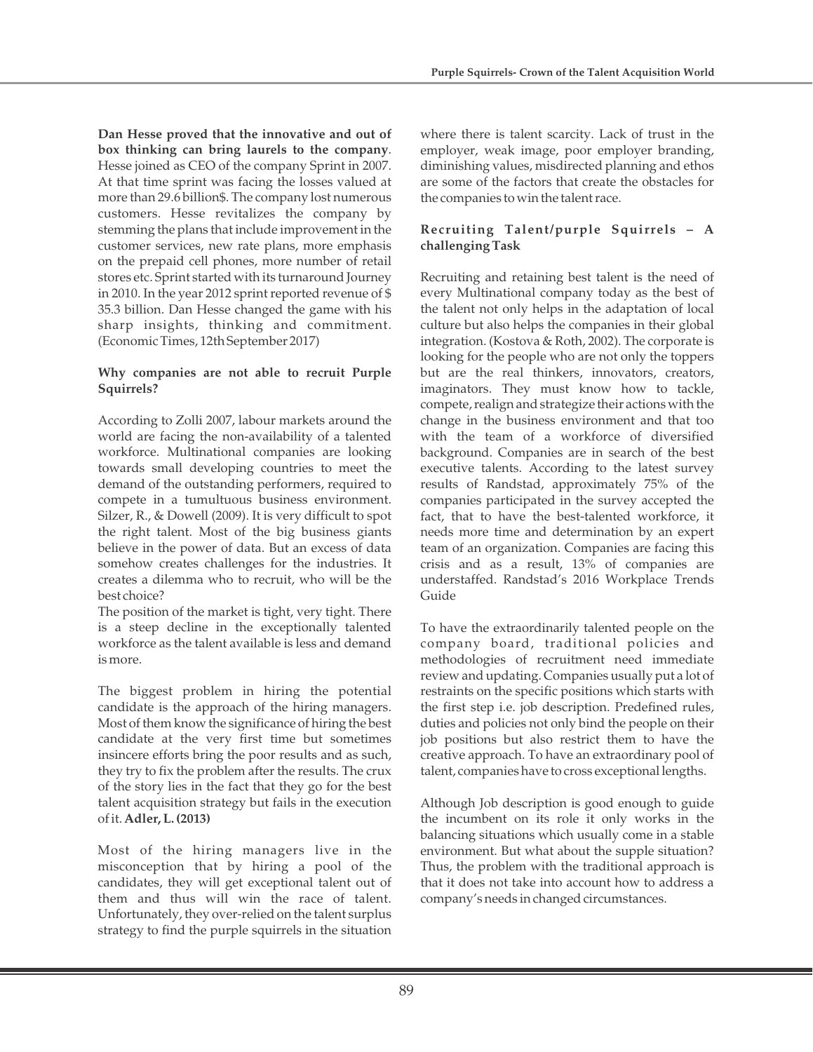**Dan Hesse proved that the innovative and out of box thinking can bring laurels to the company**. Hesse joined as CEO of the company Sprint in 2007. At that time sprint was facing the losses valued at more than 29.6 billion$. The company lost numerous customers. Hesse revitalizes the company by stemming the plans that include improvement in the customer services, new rate plans, more emphasis on the prepaid cell phones, more number of retail stores etc. Sprint started with its turnaround Journey in 2010. In the year 2012 sprint reported revenue of $ 35.3 billion. Dan Hesse changed the game with his sharp insights, thinking and commitment. (Economic Times, 12th September 2017)

### Why companies are not able to recruit Purple Squirrels?

According to Zolli 2007, labour markets around the world are facing the non-availability of a talented workforce. Multinational companies are looking towards small developing countries to meet the demand of the outstanding performers, required to compete in a tumultuous business environment. Silzer, R., & Dowell (2009). It is very difficult to spot the right talent. Most of the big business giants believe in the power of data. But an excess of data somehow creates challenges for the industries. It creates a dilemma who to recruit, who will be the best choice?

The position of the market is tight, very tight. There is a steep decline in the exceptionally talented workforce as the talent available is less and demand is more.

The biggest problem in hiring the potential candidate is the approach of the hiring managers. Most of them know the significance of hiring the best candidate at the very first time but sometimes insincere efforts bring the poor results and as such, they try to fix the problem after the results. The crux of the story lies in the fact that they go for the best talent acquisition strategy but fails in the execution of it. **Adler, L. (2013)**

Most of the hiring managers live in the misconception that by hiring a pool of the candidates, they will get exceptional talent out of them and thus will win the race of talent. Unfortunately, they over-relied on the talent surplus strategy to find the purple squirrels in the situation where there is talent scarcity. Lack of trust in the employer, weak image, poor employer branding, diminishing values, misdirected planning and ethos are some of the factors that create the obstacles for the companies to win the talent race.

### Recruiting Talent/purple Squirrels – A challenging Task

Recruiting and retaining best talent is the need of every Multinational company today as the best of the talent not only helps in the adaptation of local culture but also helps the companies in their global integration. (Kostova & Roth, 2002). The corporate is looking for the people who are not only the toppers but are the real thinkers, innovators, creators, imaginators. They must know how to tackle, compete, realign and strategize their actions with the change in the business environment and that too with the team of a workforce of diversified background. Companies are in search of the best executive talents. According to the latest survey results of Randstad, approximately 75% of the companies participated in the survey accepted the fact, that to have the best-talented workforce, it needs more time and determination by an expert team of an organization. Companies are facing this crisis and as a result, 13% of companies are understaffed. Randstad's 2016 Workplace Trends Guide

To have the extraordinarily talented people on the company board, traditional policies and methodologies of recruitment need immediate review and updating. Companies usually put a lot of restraints on the specific positions which starts with the first step i.e. job description. Predefined rules, duties and policies not only bind the people on their job positions but also restrict them to have the creative approach. To have an extraordinary pool of talent, companies have to cross exceptional lengths.

Although Job description is good enough to guide the incumbent on its role it only works in the balancing situations which usually come in a stable environment. But what about the supple situation? Thus, the problem with the traditional approach is that it does not take into account how to address a company's needs in changed circumstances.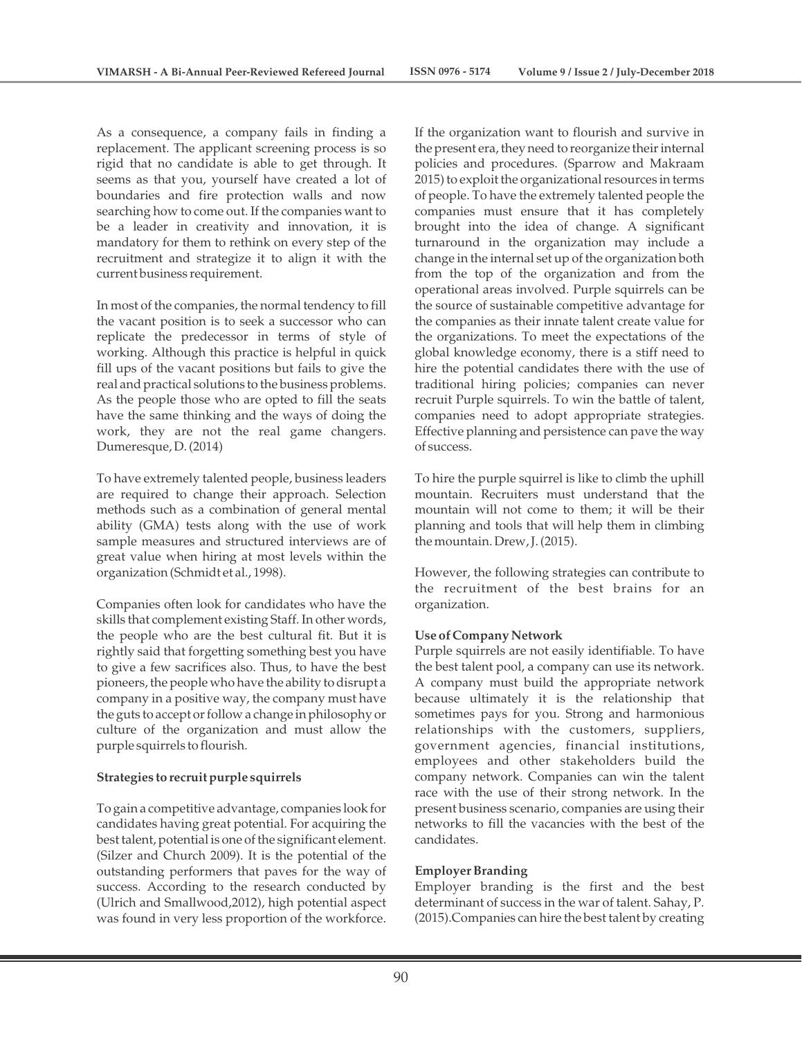As a consequence, a company fails in finding a replacement. The applicant screening process is so rigid that no candidate is able to get through. It seems as that you, yourself have created a lot of boundaries and fire protection walls and now searching how to come out. If the companies want to be a leader in creativity and innovation, it is mandatory for them to rethink on every step of the recruitment and strategize it to align it with the current business requirement.

In most of the companies, the normal tendency to fill the vacant position is to seek a successor who can replicate the predecessor in terms of style of working. Although this practice is helpful in quick fill ups of the vacant positions but fails to give the real and practical solutions to the business problems. As the people those who are opted to fill the seats have the same thinking and the ways of doing the work, they are not the real game changers. Dumeresque, D. (2014)

To have extremely talented people, business leaders are required to change their approach. Selection methods such as a combination of general mental ability (GMA) tests along with the use of work sample measures and structured interviews are of great value when hiring at most levels within the organization (Schmidt et al., 1998).

Companies often look for candidates who have the skills that complement existing Staff. In other words, the people who are the best cultural fit. But it is rightly said that forgetting something best you have to give a few sacrifices also. Thus, to have the best pioneers, the people who have the ability to disrupt a company in a positive way, the company must have the guts to accept or follow a change in philosophy or culture of the organization and must allow the purple squirrels to flourish.

**Strategies to recruit purple squirrels**

To gain a competitive advantage, companies look for candidates having great potential. For acquiring the best talent, potential is one of the significant element. (Silzer and Church 2009). It is the potential of the outstanding performers that paves for the way of success. According to the research conducted by (Ulrich and Smallwood,2012), high potential aspect was found in very less proportion of the workforce. If the organization want to flourish and survive in the present era, they need to reorganize their internal policies and procedures. (Sparrow and Makraam 2015) to exploit the organizational resources in terms of people. To have the extremely talented people the companies must ensure that it has completely brought into the idea of change. A significant turnaround in the organization may include a change in the internal set up of the organization both from the top of the organization and from the operational areas involved. Purple squirrels can be the source of sustainable competitive advantage for the companies as their innate talent create value for the organizations. To meet the expectations of the global knowledge economy, there is a stiff need to hire the potential candidates there with the use of traditional hiring policies; companies can never recruit Purple squirrels. To win the battle of talent, companies need to adopt appropriate strategies. Effective planning and persistence can pave the way of success.

To hire the purple squirrel is like to climb the uphill mountain. Recruiters must understand that the mountain will not come to them; it will be their planning and tools that will help them in climbing the mountain. Drew, J. (2015).

However, the following strategies can contribute to the recruitment of the best brains for an organization.

**Use of Company Network**

Purple squirrels are not easily identifiable. To have the best talent pool, a company can use its network. A company must build the appropriate network because ultimately it is the relationship that sometimes pays for you. Strong and harmonious relationships with the customers, suppliers, government agencies, financial institutions, employees and other stakeholders build the company network. Companies can win the talent race with the use of their strong network. In the present business scenario, companies are using their networks to fill the vacancies with the best of the candidates.

**Employer Branding**

Employer branding is the first and the best determinant of success in the war of talent. Sahay, P. (2015).Companies can hire the best talent by creating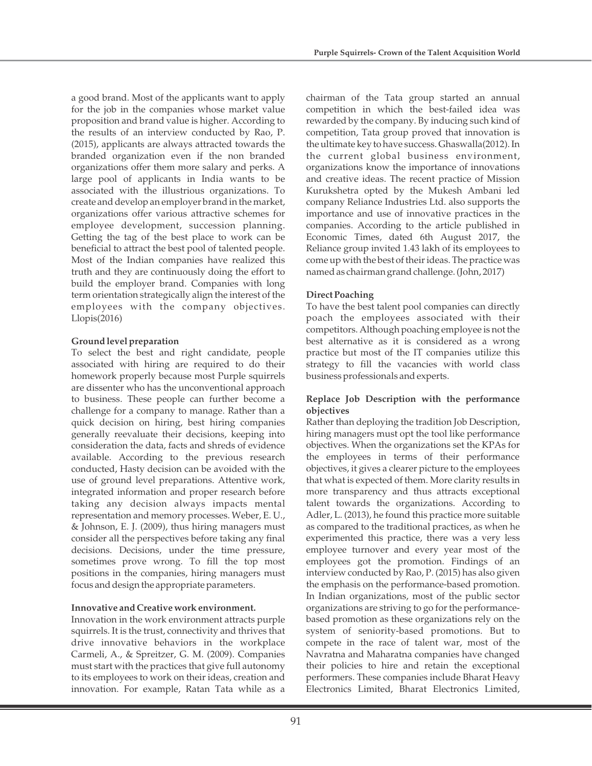a good brand. Most of the applicants want to apply for the job in the companies whose market value proposition and brand value is higher. According to the results of an interview conducted by Rao, P. (2015), applicants are always attracted towards the branded organization even if the non branded organizations offer them more salary and perks. A large pool of applicants in India wants to be associated with the illustrious organizations. To create and develop an employer brand in the market, organizations offer various attractive schemes for employee development, succession planning. Getting the tag of the best place to work can be beneficial to attract the best pool of talented people. Most of the Indian companies have realized this truth and they are continuously doing the effort to build the employer brand. Companies with long term orientation strategically align the interest of the employees with the company objectives. Llopis(2016)

**Ground level preparation**

To select the best and right candidate, people associated with hiring are required to do their homework properly because most Purple squirrels are dissenter who has the unconventional approach to business. These people can further become a challenge for a company to manage. Rather than a quick decision on hiring, best hiring companies generally reevaluate their decisions, keeping into consideration the data, facts and shreds of evidence available. According to the previous research conducted, Hasty decision can be avoided with the use of ground level preparations. Attentive work, integrated information and proper research before taking any decision always impacts mental representation and memory processes. Weber, E. U., & Johnson, E. J. (2009), thus hiring managers must consider all the perspectives before taking any final decisions. Decisions, under the time pressure, sometimes prove wrong. To fill the top most positions in the companies, hiring managers must focus and design the appropriate parameters.

**Innovative and Creative work environment.**

Innovation in the work environment attracts purple squirrels. It is the trust, connectivity and thrives that drive innovative behaviors in the workplace Carmeli, A., & Spreitzer, G. M. (2009). Companies must start with the practices that give full autonomy to its employees to work on their ideas, creation and innovation. For example, Ratan Tata while as a chairman of the Tata group started an annual competition in which the best-failed idea was rewarded by the company. By inducing such kind of competition, Tata group proved that innovation is the ultimate key to have success. Ghaswalla(2012). In the current global business environment, organizations know the importance of innovations and creative ideas. The recent practice of Mission Kurukshetra opted by the Mukesh Ambani led company Reliance Industries Ltd. also supports the importance and use of innovative practices in the companies. According to the article published in Economic Times, dated 6th August 2017, the Reliance group invited 1.43 lakh of its employees to come up with the best of their ideas. The practice was named as chairman grand challenge. (John, 2017)

**Direct Poaching**

To have the best talent pool companies can directly poach the employees associated with their competitors. Although poaching employee is not the best alternative as it is considered as a wrong practice but most of the IT companies utilize this strategy to fill the vacancies with world class business professionals and experts.

**Replace Job Description with the performance objectives**

Rather than deploying the tradition Job Description, hiring managers must opt the tool like performance objectives. When the organizations set the KPAs for the employees in terms of their performance objectives, it gives a clearer picture to the employees that what is expected of them. More clarity results in more transparency and thus attracts exceptional talent towards the organizations. According to Adler, L. (2013), he found this practice more suitable as compared to the traditional practices, as when he experimented this practice, there was a very less employee turnover and every year most of the employees got the promotion. Findings of an interview conducted by Rao, P. (2015) has also given the emphasis on the performance-based promotion. In Indian organizations, most of the public sector organizations are striving to go for the performance-based promotion as these organizations rely on the system of seniority-based promotions. But to compete in the race of talent war, most of the Navratna and Maharatna companies have changed their policies to hire and retain the exceptional performers. These companies include Bharat Heavy Electronics Limited, Bharat Electronics Limited,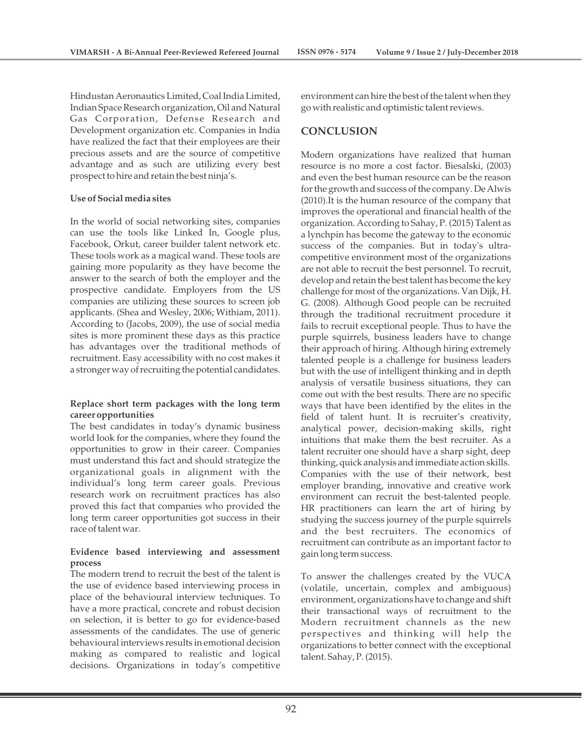Hindustan Aeronautics Limited, Coal India Limited, Indian Space Research organization, Oil and Natural Gas Corporation, Defense Research and Development organization etc. Companies in India have realized the fact that their employees are their precious assets and are the source of competitive advantage and as such are utilizing every best prospect to hire and retain the best ninja's.

**Use of Social media sites**

In the world of social networking sites, companies can use the tools like Linked In, Google plus, Facebook, Orkut, career builder talent network etc. These tools work as a magical wand. These tools are gaining more popularity as they have become the answer to the search of both the employer and the prospective candidate. Employers from the US companies are utilizing these sources to screen job applicants. (Shea and Wesley, 2006; Withiam, 2011). According to (Jacobs, 2009), the use of social media sites is more prominent these days as this practice has advantages over the traditional methods of recruitment. Easy accessibility with no cost makes it a stronger way of recruiting the potential candidates.

**Replace short term packages with the long term career opportunities**

The best candidates in today's dynamic business world look for the companies, where they found the opportunities to grow in their career. Companies must understand this fact and should strategize the organizational goals in alignment with the individual's long term career goals. Previous research work on recruitment practices has also proved this fact that companies who provided the long term career opportunities got success in their race of talent war.

**Evidence based interviewing and assessment process**

The modern trend to recruit the best of the talent is the use of evidence based interviewing process in place of the behavioural interview techniques. To have a more practical, concrete and robust decision on selection, it is better to go for evidence-based assessments of the candidates. The use of generic behavioural interviews results in emotional decision making as compared to realistic and logical decisions. Organizations in today's competitive environment can hire the best of the talent when they go with realistic and optimistic talent reviews.

## CONCLUSION

Modern organizations have realized that human resource is no more a cost factor. Biesalski, (2003) and even the best human resource can be the reason for the growth and success of the company. De Alwis (2010).It is the human resource of the company that improves the operational and financial health of the organization. According to Sahay, P. (2015) Talent as a lynchpin has become the gateway to the economic success of the companies. But in today's ultra-competitive environment most of the organizations are not able to recruit the best personnel. To recruit, develop and retain the best talent has become the key challenge for most of the organizations. Van Dijk, H. G. (2008). Although Good people can be recruited through the traditional recruitment procedure it fails to recruit exceptional people. Thus to have the purple squirrels, business leaders have to change their approach of hiring. Although hiring extremely talented people is a challenge for business leaders but with the use of intelligent thinking and in depth analysis of versatile business situations, they can come out with the best results. There are no specific ways that have been identified by the elites in the field of talent hunt. It is recruiter's creativity, analytical power, decision-making skills, right intuitions that make them the best recruiter. As a talent recruiter one should have a sharp sight, deep thinking, quick analysis and immediate action skills. Companies with the use of their network, best employer branding, innovative and creative work environment can recruit the best-talented people. HR practitioners can learn the art of hiring by studying the success journey of the purple squirrels and the best recruiters. The economics of recruitment can contribute as an important factor to gain long term success.

To answer the challenges created by the VUCA (volatile, uncertain, complex and ambiguous) environment, organizations have to change and shift their transactional ways of recruitment to the Modern recruitment channels as the new perspectives and thinking will help the organizations to better connect with the exceptional talent. Sahay, P. (2015).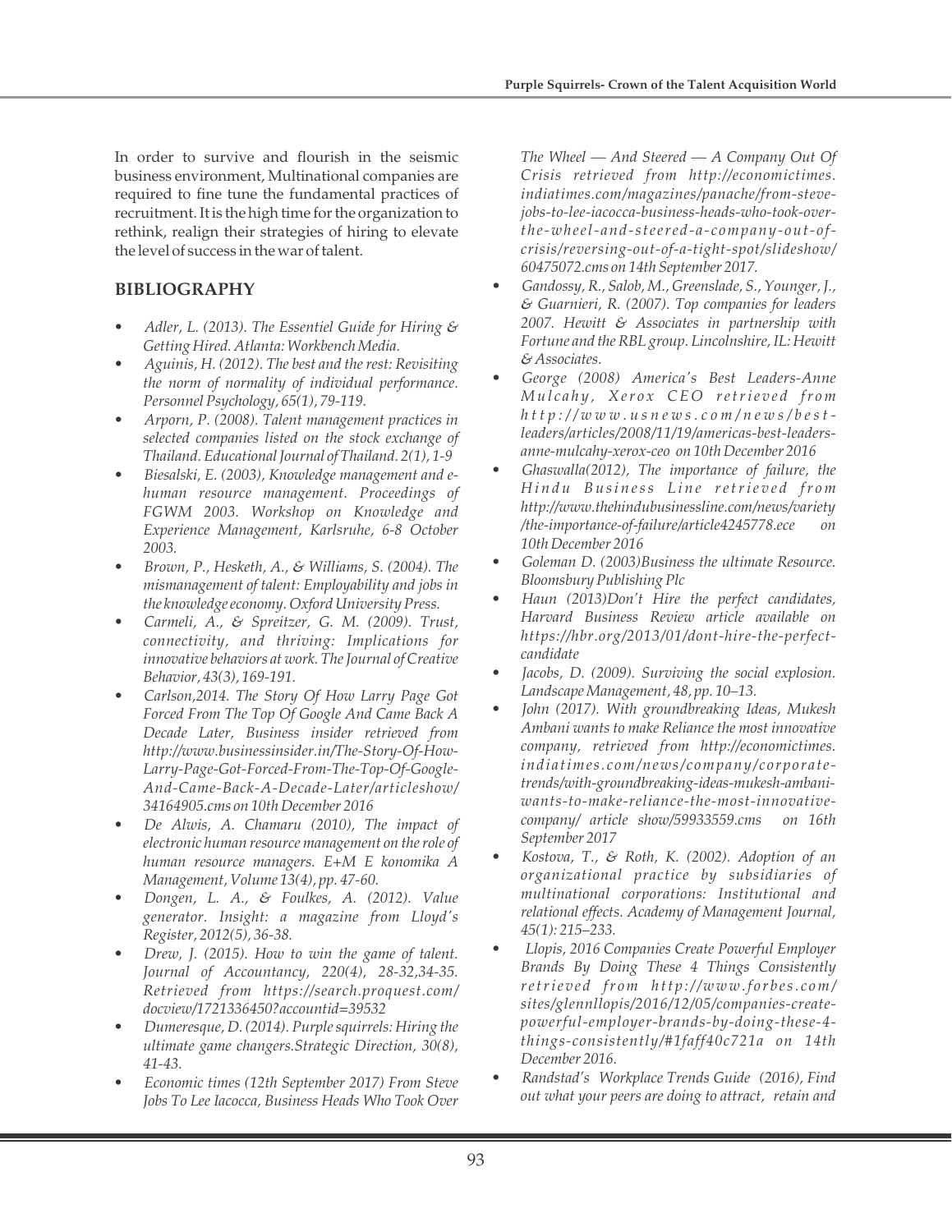In order to survive and flourish in the seismic business environment, Multinational companies are required to fine tune the fundamental practices of recruitment. It is the high time for the organization to rethink, realign their strategies of hiring to elevate the level of success in the war of talent.

## BIBLIOGRAPHY

- *Adler, L. (2013). The Essentiel Guide for Hiring & Getting Hired. Atlanta: Workbench Media.*
- *Aguinis, H. (2012). The best and the rest: Revisiting the norm of normality of individual performance. Personnel Psychology, 65(1), 79-119.*
- *Arporn, P. (2008). Talent management practices in selected companies listed on the stock exchange of Thailand. Educational Journal of Thailand. 2(1), 1-9*
- *Biesalski, E. (2003), Knowledge management and e-human resource management. Proceedings of FGWM 2003. Workshop on Knowledge and Experience Management, Karlsruhe, 6-8 October 2003.*
- *Brown, P., Hesketh, A., & Williams, S. (2004). The mismanagement of talent: Employability and jobs in the knowledge economy. Oxford University Press.*
- *Carmeli, A., & Spreitzer, G. M. (2009). Trust, connectivity, and thriving: Implications for innovative behaviors at work. The Journal of Creative Behavior, 43(3), 169-191.*
- *Carlson,2014. The Story Of How Larry Page Got Forced From The Top Of Google And Came Back A Decade Later, Business insider retrieved from http://www.businessinsider.in/The-Story-Of-How-Larry-Page-Got-Forced-From-The-Top-Of-Google-And-Came-Back-A-Decade-Later/articleshow/34164905.cms on 10th December 2016*
- *De Alwis, A. Chamaru (2010), The impact of electronic human resource management on the role of human resource managers. E+M E konomika A Management, Volume 13(4), pp. 47-60.*
- *Dongen, L. A., & Foulkes, A. (2012). Value generator. Insight: a magazine from Lloyd's Register, 2012(5), 36-38.*
- *Drew, J. (2015). How to win the game of talent. Journal of Accountancy, 220(4), 28-32,34-35. Retrieved from https://search.proquest.com/docview/1721336450?accountid=39532*
- *Dumeresque, D. (2014). Purple squirrels: Hiring the ultimate game changers.Strategic Direction, 30(8), 41-43.*
- *Economic times (12th September 2017) From Steve Jobs To Lee Iacocca, Business Heads Who Took Over The Wheel — And Steered — A Company Out Of Crisis retrieved from http://economictimes.indiatimes.com/magazines/panache/from-steve-jobs-to-lee-iacocca-business-heads-who-took-over-the-wheel-and-steered-a-company-out-of-crisis/reversing-out-of-a-tight-spot/slideshow/60475072.cms on 14th September 2017.*
- *Gandossy, R., Salob, M., Greenslade, S., Younger, J., & Guarnieri, R. (2007). Top companies for leaders 2007. Hewitt & Associates in partnership with Fortune and the RBL group. Lincolnshire, IL: Hewitt & Associates.*
- *George (2008) America's Best Leaders-Anne Mulcahy, Xerox CEO retrieved from http://www.usnews.com/news/best-leaders/articles/2008/11/19/americas-best-leaders-anne-mulcahy-xerox-ceo on 10th December 2016*
- *Ghaswalla(2012), The importance of failure, the Hindu Business Line retrieved from http://www.thehindubusinessline.com/news/variety/the-importance-of-failure/article4245778.ece on 10th December 2016*
- *Goleman D. (2003)Business the ultimate Resource. Bloomsbury Publishing Plc*
- *Haun (2013)Don't Hire the perfect candidates, Harvard Business Review article available on https://hbr.org/2013/01/dont-hire-the-perfect-candidate*
- *Jacobs, D. (2009). Surviving the social explosion. Landscape Management, 48, pp. 10–13.*
- *John (2017). With groundbreaking Ideas, Mukesh Ambani wants to make Reliance the most innovative company, retrieved from http://economictimes.indiatimes.com/news/company/corporate-trends/with-groundbreaking-ideas-mukesh-ambani-wants-to-make-reliance-the-most-innovative-company/ article show/59933559.cms on 16th September 2017*
- *Kostova, T., & Roth, K. (2002). Adoption of an organizational practice by subsidiaries of multinational corporations: Institutional and relational effects. Academy of Management Journal, 45(1): 215–233.*
- *Llopis, 2016 Companies Create Powerful Employer Brands By Doing These 4 Things Consistently retrieved from http://www.forbes.com/sites/glennllopis/2016/12/05/companies-create-powerful-employer-brands-by-doing-these-4-things-consistently/#1faff40c721a on 14th December 2016.*
- *Randstad's Workplace Trends Guide (2016), Find out what your peers are doing to attract, retain and*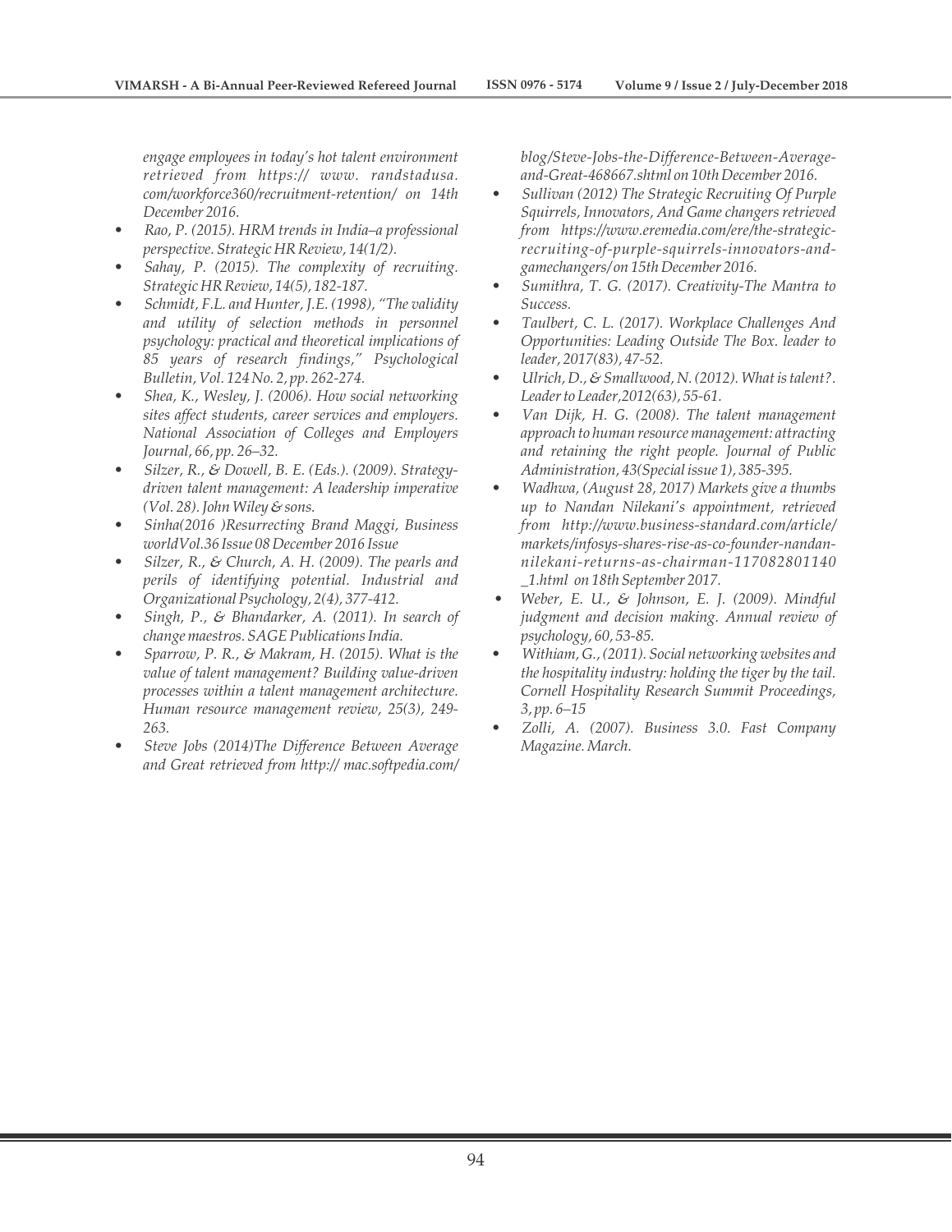*engage employees in today's hot talent environment retrieved from https:// www. randstadusa. com/workforce360/recruitment-retention/ on 14th December 2016.*

- *Rao, P. (2015). HRM trends in India–a professional perspective. Strategic HR Review, 14(1/2).*
- *Sahay, P. (2015). The complexity of recruiting. Strategic HR Review, 14(5), 182-187.*
- *Schmidt, F.L. and Hunter, J.E. (1998), "The validity and utility of selection methods in personnel psychology: practical and theoretical implications of 85 years of research findings," Psychological Bulletin, Vol. 124 No. 2, pp. 262-274.*
- *Shea, K., Wesley, J. (2006). How social networking sites affect students, career services and employers. National Association of Colleges and Employers Journal, 66, pp. 26–32.*
- *Silzer, R., & Dowell, B. E. (Eds.). (2009). Strategy-driven talent management: A leadership imperative (Vol. 28). John Wiley & sons.*
- *Sinha(2016 )Resurrecting Brand Maggi, Business worldVol.36 Issue 08 December 2016 Issue*
- *Silzer, R., & Church, A. H. (2009). The pearls and perils of identifying potential. Industrial and Organizational Psychology, 2(4), 377-412.*
- *Singh, P., & Bhandarker, A. (2011). In search of change maestros. SAGE Publications India.*
- *Sparrow, P. R., & Makram, H. (2015). What is the value of talent management? Building value-driven processes within a talent management architecture. Human resource management review, 25(3), 249-263.*
- *Steve Jobs (2014)The Difference Between Average and Great retrieved from http:// mac.softpedia.com/blog/Steve-Jobs-the-Difference-Between-Average-and-Great-468667.shtml on 10th December 2016.*
- *Sullivan (2012) The Strategic Recruiting Of Purple Squirrels, Innovators, And Game changers retrieved from https://www.eremedia.com/ere/the-strategic-recruiting-of-purple-squirrels-innovators-and-gamechangers/on 15th December 2016.*
- *Sumithra, T. G. (2017). Creativity-The Mantra to Success.*
- *Taulbert, C. L. (2017). Workplace Challenges And Opportunities: Leading Outside The Box. leader to leader, 2017(83), 47-52.*
- *Ulrich, D., & Smallwood, N. (2012). What is talent?. Leader to Leader,2012(63), 55-61.*
- *Van Dijk, H. G. (2008). The talent management approach to human resource management: attracting and retaining the right people. Journal of Public Administration, 43(Special issue 1), 385-395.*
- *Wadhwa, (August 28, 2017) Markets give a thumbs up to Nandan Nilekani's appointment, retrieved from http://www.business-standard.com/article/markets/infosys-shares-rise-as-co-founder-nandan-nilekani-returns-as-chairman-117082801140_1.html on 18th September 2017.*
- *Weber, E. U., & Johnson, E. J. (2009). Mindful judgment and decision making. Annual review of psychology, 60, 53-85.*
- *Withiam, G., (2011). Social networking websites and the hospitality industry: holding the tiger by the tail. Cornell Hospitality Research Summit Proceedings, 3, pp. 6–15*
- *Zolli, A. (2007). Business 3.0. Fast Company Magazine. March.*